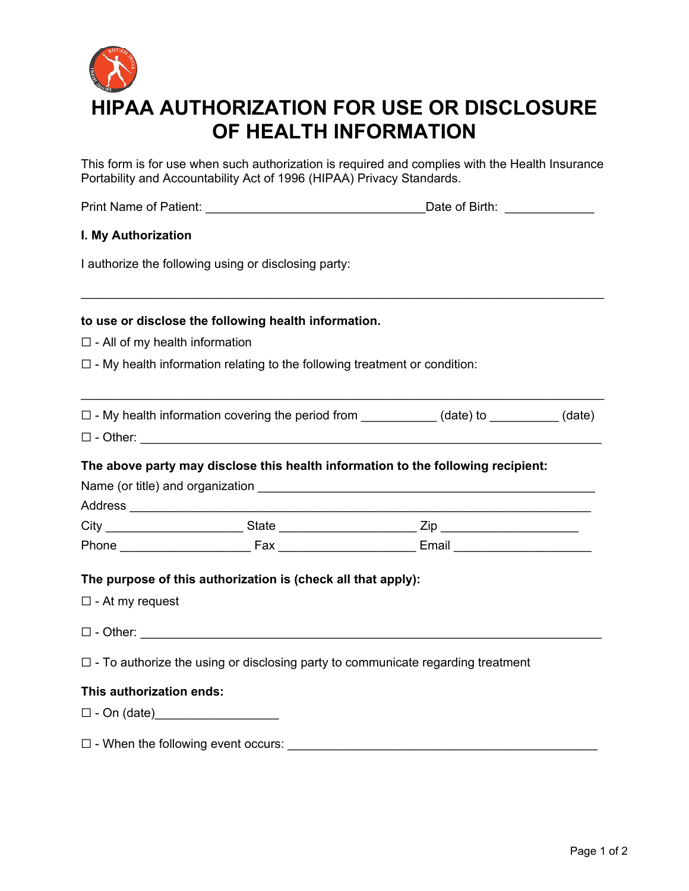# HIPAA AUTHORIZATION FOR USE OR DISCLOSURE OF HEALTH INFORMATION

This form is for use when such authorization is required and complies with the Health Insurance Portability and Accountability Act of 1996 (HIPAA) Privacy Standards.

Print Name of Patient: ________________________________Date of Birth: _____________

**I. My Authorization**

I authorize the following using or disclosing party:

_____________________________________________________________________________

**to use or disclose the following health information.**

☐ - All of my health information

☐ - My health information relating to the following treatment or condition:

_____________________________________________________________________________

☐ - My health information covering the period from ___________ (date) to __________ (date)

☐ - Other: _____________________________________________________________________

**The above party may disclose this health information to the following recipient:**

Name (or title) and organization __________________________________________________

Address ______________________________________________________________________

City ____________________ State ____________________ Zip ____________________

Phone ___________________ Fax ____________________ Email ____________________

**The purpose of this authorization is (check all that apply):**

☐ - At my request

☐ - Other: _____________________________________________________________________

☐ - To authorize the using or disclosing party to communicate regarding treatment

**This authorization ends:**

☐ - On (date)__________________

☐ - When the following event occurs: _____________________________________________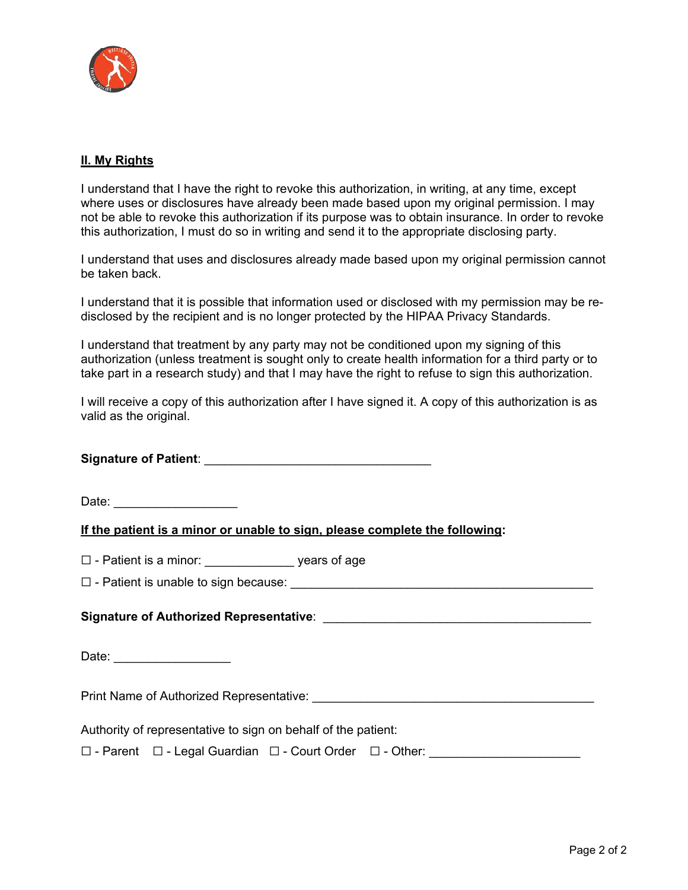## II. My Rights

I understand that I have the right to revoke this authorization, in writing, at any time, except where uses or disclosures have already been made based upon my original permission. I may not be able to revoke this authorization if its purpose was to obtain insurance. In order to revoke this authorization, I must do so in writing and send it to the appropriate disclosing party.

I understand that uses and disclosures already made based upon my original permission cannot be taken back.

I understand that it is possible that information used or disclosed with my permission may be re-disclosed by the recipient and is no longer protected by the HIPAA Privacy Standards.

I understand that treatment by any party may not be conditioned upon my signing of this authorization (unless treatment is sought only to create health information for a third party or to take part in a research study) and that I may have the right to refuse to sign this authorization.

I will receive a copy of this authorization after I have signed it. A copy of this authorization is as valid as the original.

**Signature of Patient**: ________________________________

Date: __________________

**<u>If the patient is a minor or unable to sign, please complete the following</u>:**

☐ - Patient is a minor: _____________ years of age

☐ - Patient is unable to sign because: ____________________________________________

**Signature of Authorized Representative**: _______________________________________

Date: _________________

Print Name of Authorized Representative: ___________________________________________

Authority of representative to sign on behalf of the patient:

☐ - Parent ☐ - Legal Guardian ☐ - Court Order ☐ - Other: _____________________